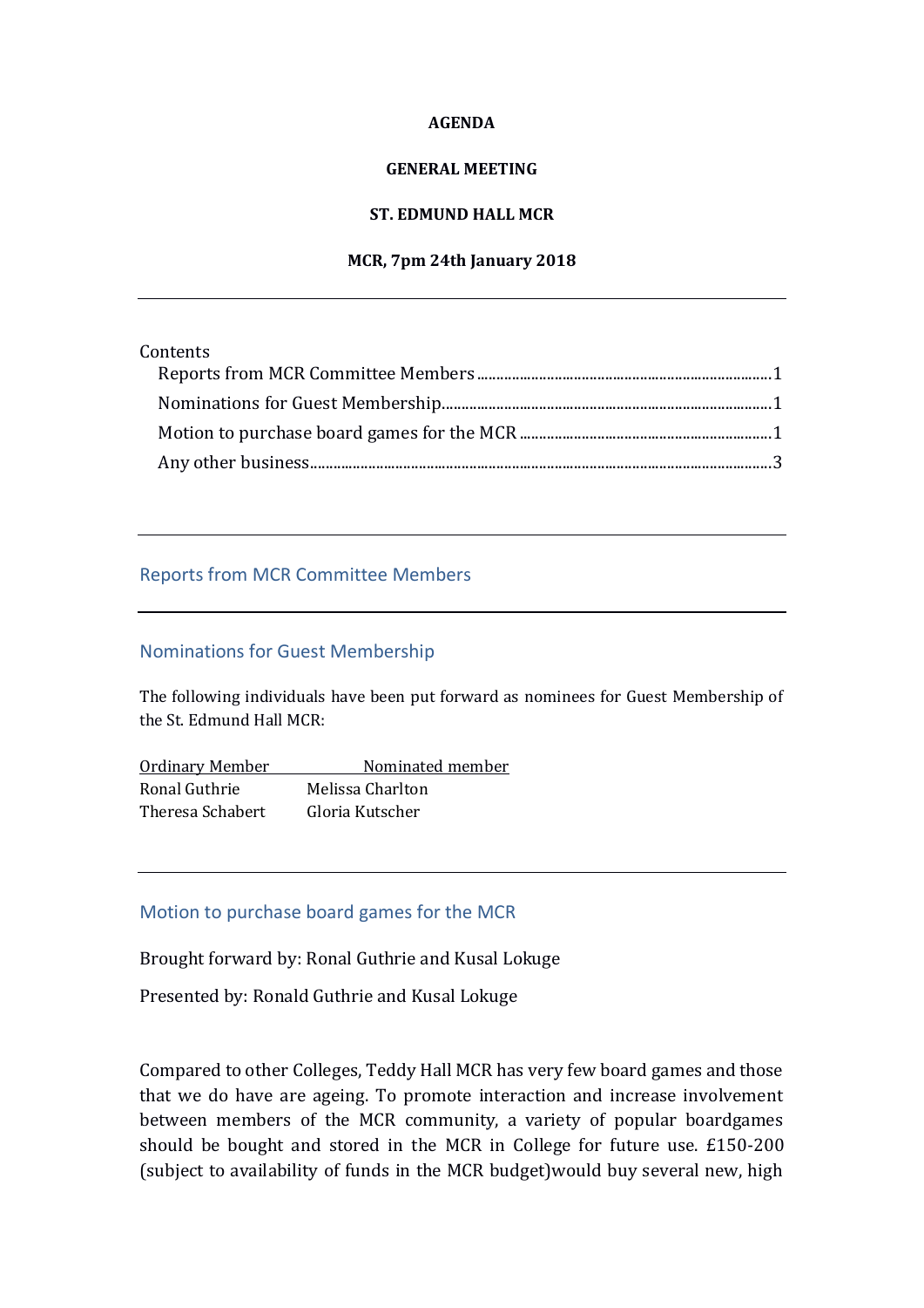**AGENDA**

**GENERAL MEETING**

**ST. EDMUND HALL MCR**

**MCR, 7pm 24th January 2018**

---

Contents

- Reports from MCR Committee Members .......... 1
- Nominations for Guest Membership .......... 1
- Motion to purchase board games for the MCR .......... 1
- Any other business .......... 3

---

## Reports from MCR Committee Members

---

## Nominations for Guest Membership

The following individuals have been put forward as nominees for Guest Membership of the St. Edmund Hall MCR:

| Ordinary Member | Nominated member |
| --- | --- |
| Ronal Guthrie | Melissa Charlton |
| Theresa Schabert | Gloria Kutscher |

---

## Motion to purchase board games for the MCR

Brought forward by: Ronal Guthrie and Kusal Lokuge

Presented by: Ronald Guthrie and Kusal Lokuge

Compared to other Colleges, Teddy Hall MCR has very few board games and those that we do have are ageing. To promote interaction and increase involvement between members of the MCR community, a variety of popular boardgames should be bought and stored in the MCR in College for future use. £150-200 (subject to availability of funds in the MCR budget)would buy several new, high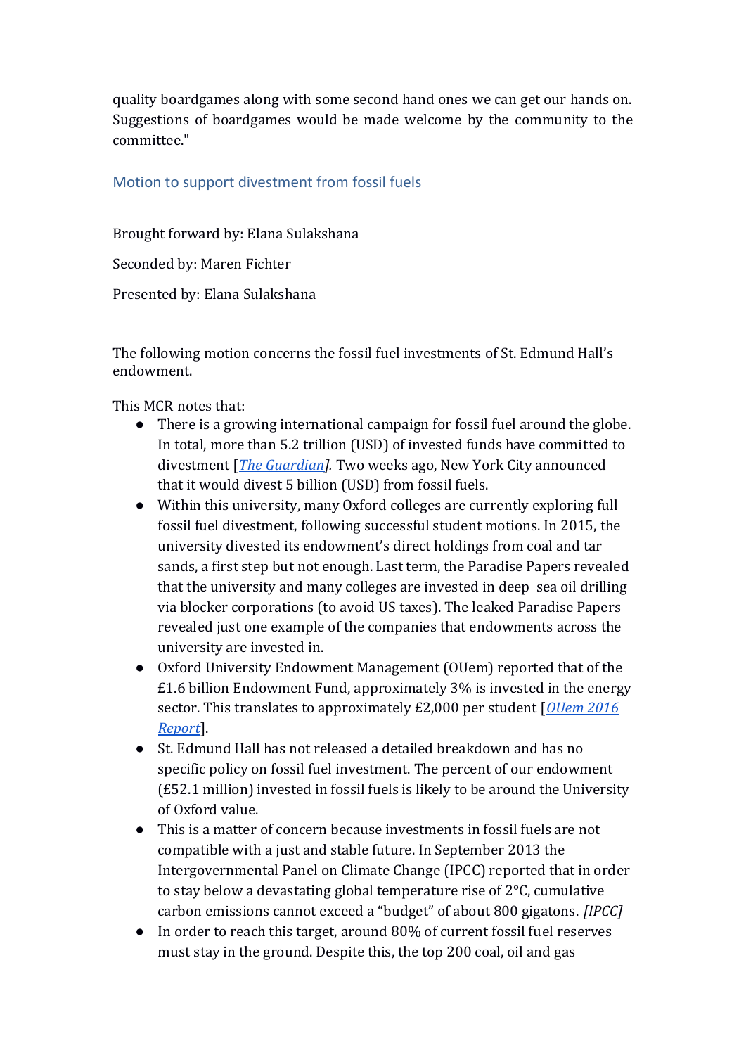quality boardgames along with some second hand ones we can get our hands on. Suggestions of boardgames would be made welcome by the community to the committee."

---

## Motion to support divestment from fossil fuels

Brought forward by: Elana Sulakshana

Seconded by: Maren Fichter

Presented by: Elana Sulakshana

The following motion concerns the fossil fuel investments of St. Edmund Hall's endowment.

This MCR notes that:

- There is a growing international campaign for fossil fuel around the globe. In total, more than 5.2 trillion (USD) of invested funds have committed to divestment [*The Guardian*]. Two weeks ago, New York City announced that it would divest 5 billion (USD) from fossil fuels.
- Within this university, many Oxford colleges are currently exploring full fossil fuel divestment, following successful student motions. In 2015, the university divested its endowment's direct holdings from coal and tar sands, a first step but not enough. Last term, the Paradise Papers revealed that the university and many colleges are invested in deep sea oil drilling via blocker corporations (to avoid US taxes). The leaked Paradise Papers revealed just one example of the companies that endowments across the university are invested in.
- Oxford University Endowment Management (OUem) reported that of the £1.6 billion Endowment Fund, approximately 3% is invested in the energy sector. This translates to approximately £2,000 per student [*OUem 2016 Report*].
- St. Edmund Hall has not released a detailed breakdown and has no specific policy on fossil fuel investment. The percent of our endowment (£52.1 million) invested in fossil fuels is likely to be around the University of Oxford value.
- This is a matter of concern because investments in fossil fuels are not compatible with a just and stable future. In September 2013 the Intergovernmental Panel on Climate Change (IPCC) reported that in order to stay below a devastating global temperature rise of 2°C, cumulative carbon emissions cannot exceed a "budget" of about 800 gigatons. *[IPCC]*
- In order to reach this target, around 80% of current fossil fuel reserves must stay in the ground. Despite this, the top 200 coal, oil and gas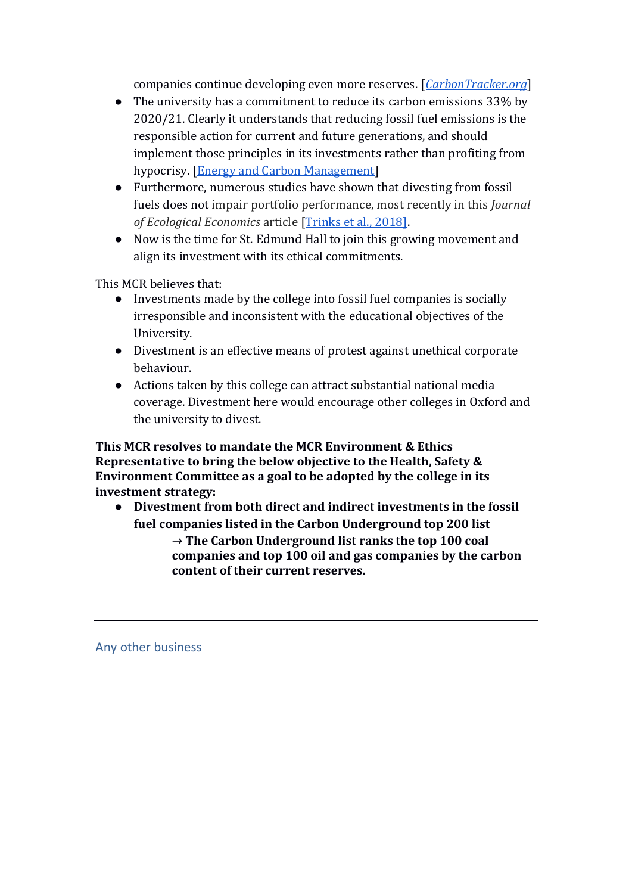companies continue developing even more reserves. [*CarbonTracker.org*]

- The university has a commitment to reduce its carbon emissions 33% by 2020/21. Clearly it understands that reducing fossil fuel emissions is the responsible action for current and future generations, and should implement those principles in its investments rather than profiting from hypocrisy. [Energy and Carbon Management]
- Furthermore, numerous studies have shown that divesting from fossil fuels does not impair portfolio performance, most recently in this *Journal of Ecological Economics* article [Trinks et al., 2018].
- Now is the time for St. Edmund Hall to join this growing movement and align its investment with its ethical commitments.

This MCR believes that:

- Investments made by the college into fossil fuel companies is socially irresponsible and inconsistent with the educational objectives of the University.
- Divestment is an effective means of protest against unethical corporate behaviour.
- Actions taken by this college can attract substantial national media coverage. Divestment here would encourage other colleges in Oxford and the university to divest.

**This MCR resolves to mandate the MCR Environment & Ethics Representative to bring the below objective to the Health, Safety & Environment Committee as a goal to be adopted by the college in its investment strategy:**

- **Divestment from both direct and indirect investments in the fossil fuel companies listed in the Carbon Underground top 200 list**
  - **→ The Carbon Underground list ranks the top 100 coal companies and top 100 oil and gas companies by the carbon content of their current reserves.**

---

## Any other business